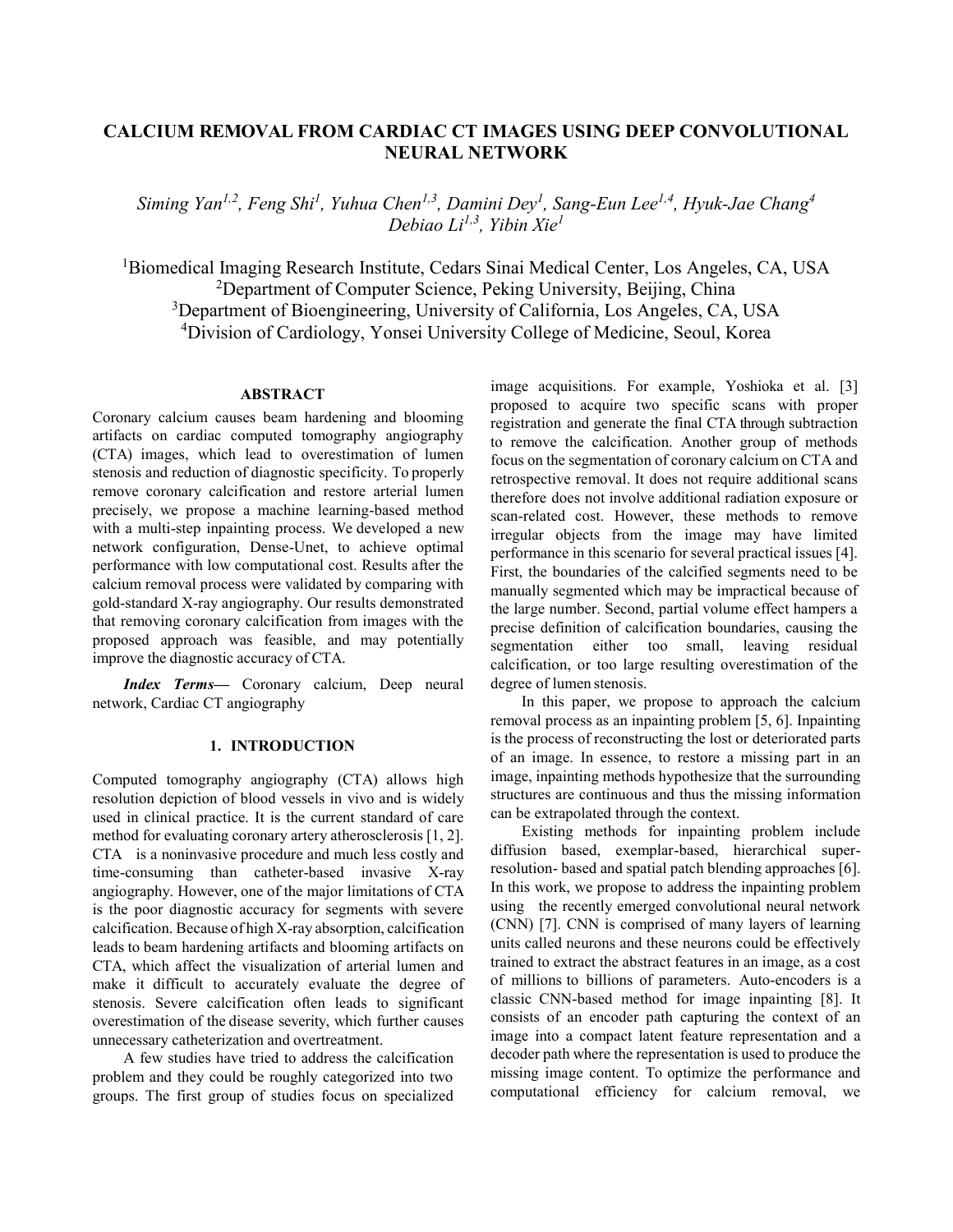# CALCIUM REMOVAL FROM CARDIAC CT IMAGES USING DEEP CONVOLUTIONAL NEURAL NETWORK

*Siming Yan[1,2], Feng Shi[1], Yuhua Chen[1,3], Damini Dey[1], Sang-Eun Lee[1,4], Hyuk-Jae Chang[4] Debiao Li[1,3], Yibin Xie[1]*

[1]Biomedical Imaging Research Institute, Cedars Sinai Medical Center, Los Angeles, CA, USA
[2]Department of Computer Science, Peking University, Beijing, China
[3]Department of Bioengineering, University of California, Los Angeles, CA, USA
[4]Division of Cardiology, Yonsei University College of Medicine, Seoul, Korea

## ABSTRACT

Coronary calcium causes beam hardening and blooming artifacts on cardiac computed tomography angiography (CTA) images, which lead to overestimation of lumen stenosis and reduction of diagnostic specificity. To properly remove coronary calcification and restore arterial lumen precisely, we propose a machine learning-based method with a multi-step inpainting process. We developed a new network configuration, Dense-Unet, to achieve optimal performance with low computational cost. Results after the calcium removal process were validated by comparing with gold-standard X-ray angiography. Our results demonstrated that removing coronary calcification from images with the proposed approach was feasible, and may potentially improve the diagnostic accuracy of CTA.

***Index Terms*—** Coronary calcium, Deep neural network, Cardiac CT angiography

## 1. INTRODUCTION

Computed tomography angiography (CTA) allows high resolution depiction of blood vessels in vivo and is widely used in clinical practice. It is the current standard of care method for evaluating coronary artery atherosclerosis [1, 2]. CTA is a noninvasive procedure and much less costly and time-consuming than catheter-based invasive X-ray angiography. However, one of the major limitations of CTA is the poor diagnostic accuracy for segments with severe calcification. Because of high X-ray absorption, calcification leads to beam hardening artifacts and blooming artifacts on CTA, which affect the visualization of arterial lumen and make it difficult to accurately evaluate the degree of stenosis. Severe calcification often leads to significant overestimation of the disease severity, which further causes unnecessary catheterization and overtreatment.

A few studies have tried to address the calcification problem and they could be roughly categorized into two groups. The first group of studies focus on specialized image acquisitions. For example, Yoshioka et al. [3] proposed to acquire two specific scans with proper registration and generate the final CTA through subtraction to remove the calcification. Another group of methods focus on the segmentation of coronary calcium on CTA and retrospective removal. It does not require additional scans therefore does not involve additional radiation exposure or scan-related cost. However, these methods to remove irregular objects from the image may have limited performance in this scenario for several practical issues [4]. First, the boundaries of the calcified segments need to be manually segmented which may be impractical because of the large number. Second, partial volume effect hampers a precise definition of calcification boundaries, causing the segmentation either too small, leaving residual calcification, or too large resulting overestimation of the degree of lumen stenosis.

In this paper, we propose to approach the calcium removal process as an inpainting problem [5, 6]. Inpainting is the process of reconstructing the lost or deteriorated parts of an image. In essence, to restore a missing part in an image, inpainting methods hypothesize that the surrounding structures are continuous and thus the missing information can be extrapolated through the context.

Existing methods for inpainting problem include diffusion based, exemplar-based, hierarchical super-resolution- based and spatial patch blending approaches [6]. In this work, we propose to address the inpainting problem using the recently emerged convolutional neural network (CNN) [7]. CNN is comprised of many layers of learning units called neurons and these neurons could be effectively trained to extract the abstract features in an image, as a cost of millions to billions of parameters. Auto-encoders is a classic CNN-based method for image inpainting [8]. It consists of an encoder path capturing the context of an image into a compact latent feature representation and a decoder path where the representation is used to produce the missing image content. To optimize the performance and computational efficiency for calcium removal, we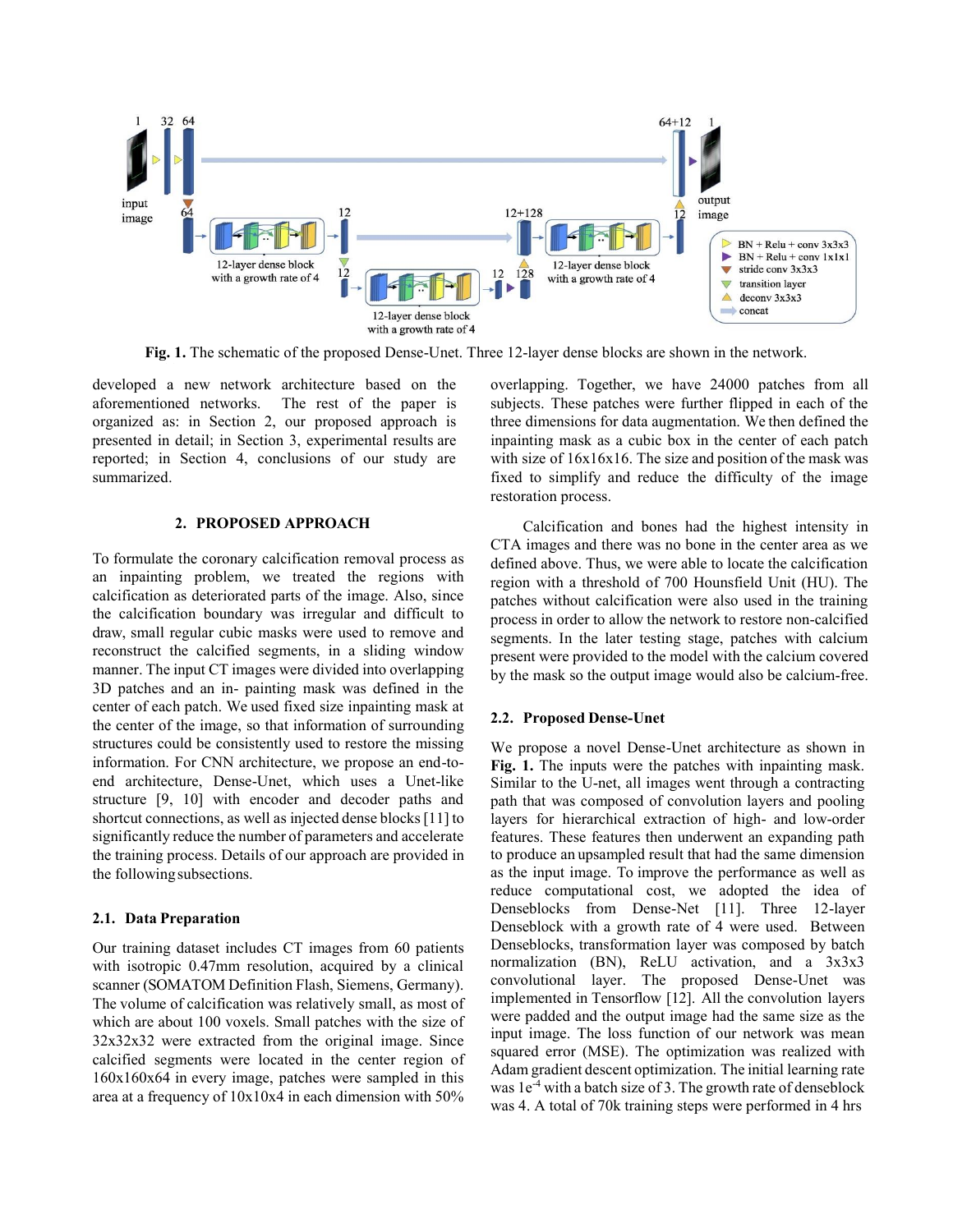Fig. 1. The schematic of the proposed Dense-Unet. Three 12-layer dense blocks are shown in the network.

developed a new network architecture based on the aforementioned networks. The rest of the paper is organized as: in Section 2, our proposed approach is presented in detail; in Section 3, experimental results are reported; in Section 4, conclusions of our study are summarized.

## 2. PROPOSED APPROACH

To formulate the coronary calcification removal process as an inpainting problem, we treated the regions with calcification as deteriorated parts of the image. Also, since the calcification boundary was irregular and difficult to draw, small regular cubic masks were used to remove and reconstruct the calcified segments, in a sliding window manner. The input CT images were divided into overlapping 3D patches and an in- painting mask was defined in the center of each patch. We used fixed size inpainting mask at the center of the image, so that information of surrounding structures could be consistently used to restore the missing information. For CNN architecture, we propose an end-to-end architecture, Dense-Unet, which uses a Unet-like structure [9, 10] with encoder and decoder paths and shortcut connections, as well as injected dense blocks [11] to significantly reduce the number of parameters and accelerate the training process. Details of our approach are provided in the following subsections.

### 2.1. Data Preparation

Our training dataset includes CT images from 60 patients with isotropic 0.47mm resolution, acquired by a clinical scanner (SOMATOM Definition Flash, Siemens, Germany). The volume of calcification was relatively small, as most of which are about 100 voxels. Small patches with the size of 32x32x32 were extracted from the original image. Since calcified segments were located in the center region of 160x160x64 in every image, patches were sampled in this area at a frequency of 10x10x4 in each dimension with 50% overlapping. Together, we have 24000 patches from all subjects. These patches were further flipped in each of the three dimensions for data augmentation. We then defined the inpainting mask as a cubic box in the center of each patch with size of 16x16x16. The size and position of the mask was fixed to simplify and reduce the difficulty of the image restoration process.

Calcification and bones had the highest intensity in CTA images and there was no bone in the center area as we defined above. Thus, we were able to locate the calcification region with a threshold of 700 Hounsfield Unit (HU). The patches without calcification were also used in the training process in order to allow the network to restore non-calcified segments. In the later testing stage, patches with calcium present were provided to the model with the calcium covered by the mask so the output image would also be calcium-free.

### 2.2. Proposed Dense-Unet

We propose a novel Dense-Unet architecture as shown in **Fig. 1.** The inputs were the patches with inpainting mask. Similar to the U-net, all images went through a contracting path that was composed of convolution layers and pooling layers for hierarchical extraction of high- and low-order features. These features then underwent an expanding path to produce an upsampled result that had the same dimension as the input image. To improve the performance as well as reduce computational cost, we adopted the idea of Denseblocks from Dense-Net [11]. Three 12-layer Denseblock with a growth rate of 4 were used. Between Denseblocks, transformation layer was composed by batch normalization (BN), ReLU activation, and a 3x3x3 convolutional layer. The proposed Dense-Unet was implemented in Tensorflow [12]. All the convolution layers were padded and the output image had the same size as the input image. The loss function of our network was mean squared error (MSE). The optimization was realized with Adam gradient descent optimization. The initial learning rate was $1e^{-4}$ with a batch size of 3. The growth rate of denseblock was 4. A total of 70k training steps were performed in 4 hrs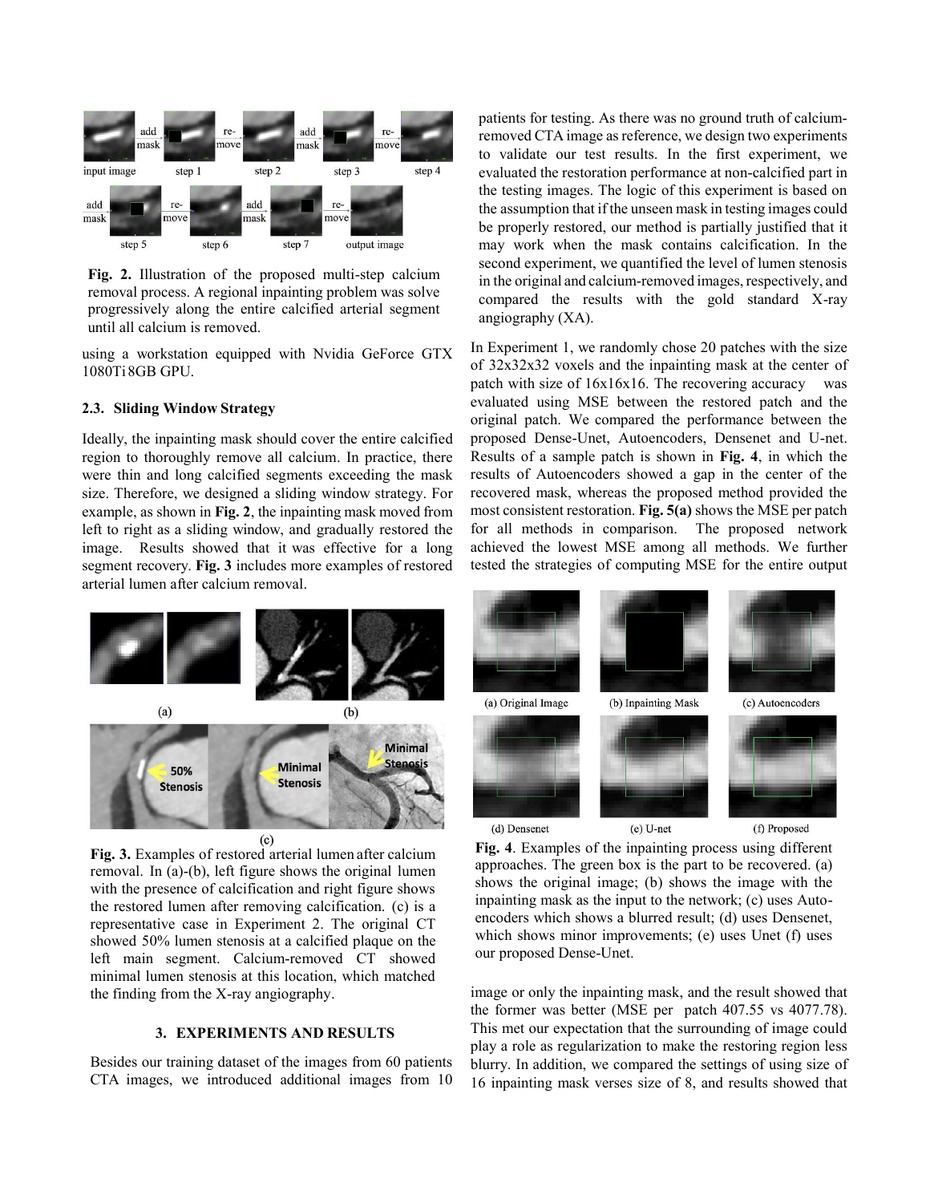**Fig. 2.** Illustration of the proposed multi-step calcium removal process. A regional inpainting problem was solve progressively along the entire calcified arterial segment until all calcium is removed.

using a workstation equipped with Nvidia GeForce GTX 1080Ti 8GB GPU.

### 2.3. Sliding Window Strategy

Ideally, the inpainting mask should cover the entire calcified region to thoroughly remove all calcium. In practice, there were thin and long calcified segments exceeding the mask size. Therefore, we designed a sliding window strategy. For example, as shown in **Fig. 2**, the inpainting mask moved from left to right as a sliding window, and gradually restored the image. Results showed that it was effective for a long segment recovery. **Fig. 3** includes more examples of restored arterial lumen after calcium removal.

**Fig. 3.** Examples of restored arterial lumen after calcium removal. In (a)-(b), left figure shows the original lumen with the presence of calcification and right figure shows the restored lumen after removing calcification. (c) is a representative case in Experiment 2. The original CT showed 50% lumen stenosis at a calcified plaque on the left main segment. Calcium-removed CT showed minimal lumen stenosis at this location, which matched the finding from the X-ray angiography.

## 3. EXPERIMENTS AND RESULTS

Besides our training dataset of the images from 60 patients CTA images, we introduced additional images from 10 patients for testing. As there was no ground truth of calcium-removed CTA image as reference, we design two experiments to validate our test results. In the first experiment, we evaluated the restoration performance at non-calcified part in the testing images. The logic of this experiment is based on the assumption that if the unseen mask in testing images could be properly restored, our method is partially justified that it may work when the mask contains calcification. In the second experiment, we quantified the level of lumen stenosis in the original and calcium-removed images, respectively, and compared the results with the gold standard X-ray angiography (XA).

In Experiment 1, we randomly chose 20 patches with the size of 32x32x32 voxels and the inpainting mask at the center of patch with size of 16x16x16. The recovering accuracy was evaluated using MSE between the restored patch and the original patch. We compared the performance between the proposed Dense-Unet, Autoencoders, Densenet and U-net. Results of a sample patch is shown in **Fig. 4**, in which the results of Autoencoders showed a gap in the center of the recovered mask, whereas the proposed method provided the most consistent restoration. **Fig. 5(a)** shows the MSE per patch for all methods in comparison. The proposed network achieved the lowest MSE among all methods. We further tested the strategies of computing MSE for the entire output image or only the inpainting mask, and the result showed that the former was better (MSE per patch 407.55 vs 4077.78). This met our expectation that the surrounding of image could play a role as regularization to make the restoring region less blurry. In addition, we compared the settings of using size of 16 inpainting mask verses size of 8, and results showed that

**Fig. 4**. Examples of the inpainting process using different approaches. The green box is the part to be recovered. (a) shows the original image; (b) shows the image with the inpainting mask as the input to the network; (c) uses Auto-encoders which shows a blurred result; (d) uses Densenet, which shows minor improvements; (e) uses Unet (f) uses our proposed Dense-Unet.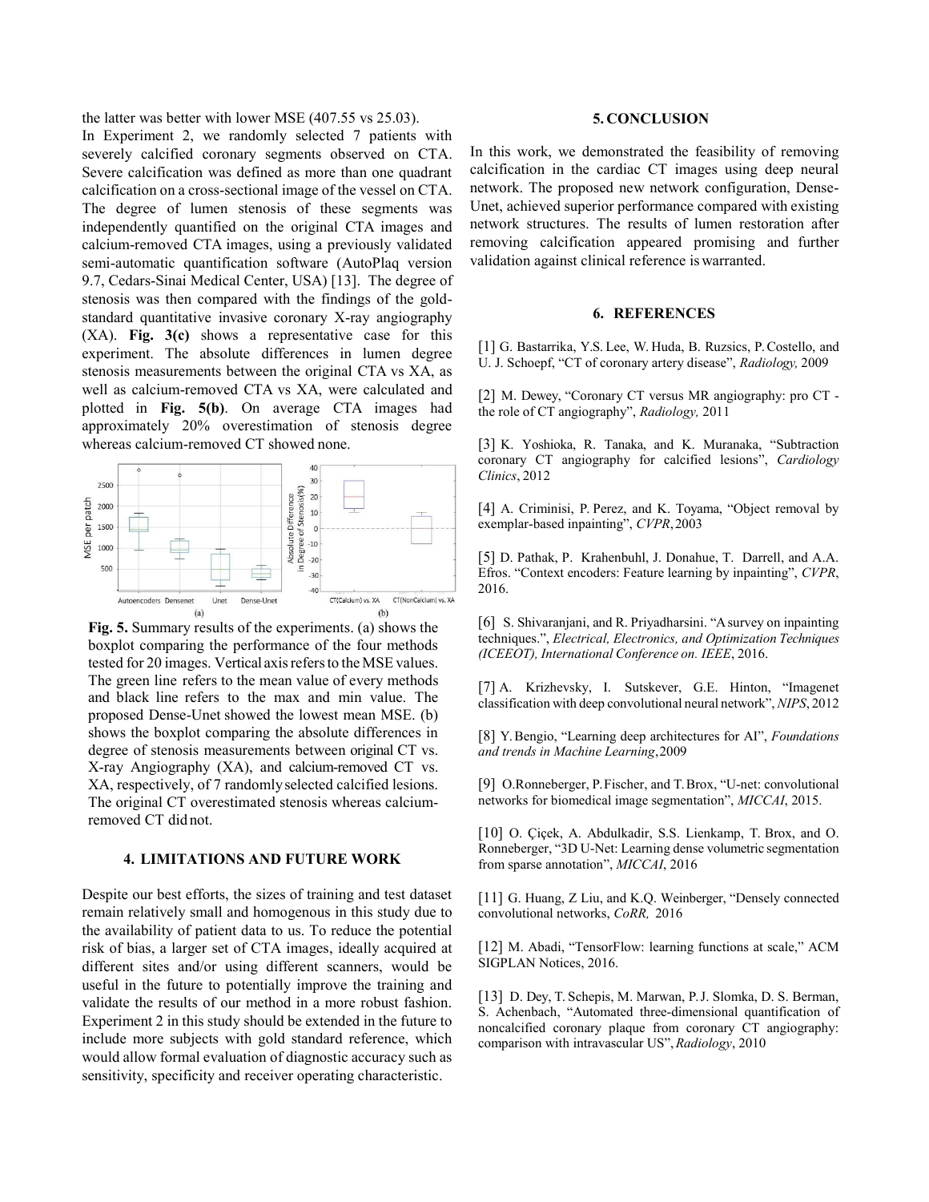the latter was better with lower MSE (407.55 vs 25.03).

In Experiment 2, we randomly selected 7 patients with severely calcified coronary segments observed on CTA. Severe calcification was defined as more than one quadrant calcification on a cross-sectional image of the vessel on CTA. The degree of lumen stenosis of these segments was independently quantified on the original CTA images and calcium-removed CTA images, using a previously validated semi-automatic quantification software (AutoPlaq version 9.7, Cedars-Sinai Medical Center, USA) [13]. The degree of stenosis was then compared with the findings of the gold-standard quantitative invasive coronary X-ray angiography (XA). **Fig. 3(c)** shows a representative case for this experiment. The absolute differences in lumen degree stenosis measurements between the original CTA vs XA, as well as calcium-removed CTA vs XA, were calculated and plotted in **Fig. 5(b)**. On average CTA images had approximately 20% overestimation of stenosis degree whereas calcium-removed CT showed none.

MSE per patch
2500
2000
1500
1000
500
Autoencoders Densenet Unet Dense-Unet
(a)

Absolute Difference in Degree of Stenosis(%)
40
30
20
10
0
-10
-20
-30
-40
CT(Calcium) vs. XA CT(NonCalcium) vs. XA
(b)

**Fig. 5.** Summary results of the experiments. (a) shows the boxplot comparing the performance of the four methods tested for 20 images. Vertical axis refers to the MSE values. The green line refers to the mean value of every methods and black line refers to the max and min value. The proposed Dense-Unet showed the lowest mean MSE. (b) shows the boxplot comparing the absolute differences in degree of stenosis measurements between original CT vs. X-ray Angiography (XA), and calcium-removed CT vs. XA, respectively, of 7 randomly selected calcified lesions. The original CT overestimated stenosis whereas calcium-removed CT did not.

## 4. LIMITATIONS AND FUTURE WORK

Despite our best efforts, the sizes of training and test dataset remain relatively small and homogenous in this study due to the availability of patient data to us. To reduce the potential risk of bias, a larger set of CTA images, ideally acquired at different sites and/or using different scanners, would be useful in the future to potentially improve the training and validate the results of our method in a more robust fashion. Experiment 2 in this study should be extended in the future to include more subjects with gold standard reference, which would allow formal evaluation of diagnostic accuracy such as sensitivity, specificity and receiver operating characteristic.

## 5. CONCLUSION

In this work, we demonstrated the feasibility of removing calcification in the cardiac CT images using deep neural network. The proposed new network configuration, Dense-Unet, achieved superior performance compared with existing network structures. The results of lumen restoration after removing calcification appeared promising and further validation against clinical reference is warranted.

## 6. REFERENCES

[1] G. Bastarrika, Y.S. Lee, W. Huda, B. Ruzsics, P. Costello, and U. J. Schoepf, "CT of coronary artery disease", *Radiology,* 2009

[2] M. Dewey, "Coronary CT versus MR angiography: pro CT - the role of CT angiography", *Radiology,* 2011

[3] K. Yoshioka, R. Tanaka, and K. Muranaka, "Subtraction coronary CT angiography for calcified lesions", *Cardiology Clinics*, 2012

[4] A. Criminisi, P. Perez, and K. Toyama, "Object removal by exemplar-based inpainting", *CVPR*, 2003

[5] D. Pathak, P. Krahenbuhl, J. Donahue, T. Darrell, and A.A. Efros. "Context encoders: Feature learning by inpainting", *CVPR*, 2016.

[6] S. Shivaranjani, and R. Priyadharsini. "A survey on inpainting techniques.", *Electrical, Electronics, and Optimization Techniques (ICEEOT), International Conference on. IEEE*, 2016.

[7] A. Krizhevsky, I. Sutskever, G.E. Hinton, "Imagenet classification with deep convolutional neural network", *NIPS*, 2012

[8] Y. Bengio, "Learning deep architectures for AI", *Foundations and trends in Machine Learning*, 2009

[9] O. Ronneberger, P. Fischer, and T. Brox, "U-net: convolutional networks for biomedical image segmentation", *MICCAI*, 2015.

[10] O. Çiçek, A. Abdulkadir, S.S. Lienkamp, T. Brox, and O. Ronneberger, "3D U-Net: Learning dense volumetric segmentation from sparse annotation", *MICCAI*, 2016

[11] G. Huang, Z Liu, and K.Q. Weinberger, "Densely connected convolutional networks, *CoRR,* 2016

[12] M. Abadi, "TensorFlow: learning functions at scale," ACM SIGPLAN Notices, 2016.

[13] D. Dey, T. Schepis, M. Marwan, P.J. Slomka, D. S. Berman, S. Achenbach, "Automated three-dimensional quantification of noncalcified coronary plaque from coronary CT angiography: comparison with intravascular US", *Radiology*, 2010